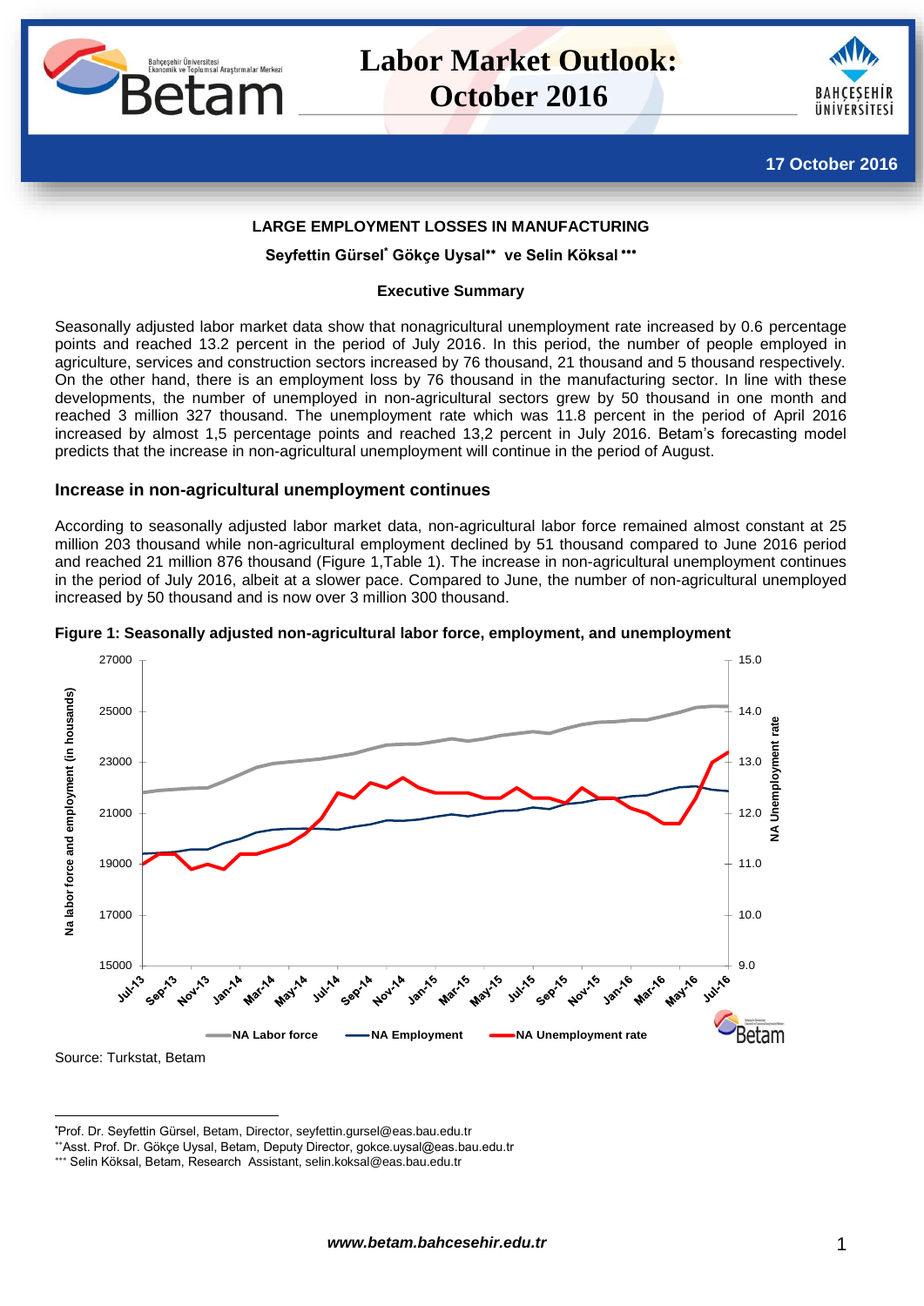# Labor Market Outlook: October 2016

17 October 2016

## LARGE EMPLOYMENT LOSSES IN MANUFACTURING

**Seyfettin Gürsel[*] Gökçe Uysal[**] ve Selin Köksal[***]**

### Executive Summary

Seasonally adjusted labor market data show that nonagricultural unemployment rate increased by 0.6 percentage points and reached 13.2 percent in the period of July 2016. In this period, the number of people employed in agriculture, services and construction sectors increased by 76 thousand, 21 thousand and 5 thousand respectively. On the other hand, there is an employment loss by 76 thousand in the manufacturing sector. In line with these developments, the number of unemployed in non-agricultural sectors grew by 50 thousand in one month and reached 3 million 327 thousand. The unemployment rate which was 11.8 percent in the period of April 2016 increased by almost 1,5 percentage points and reached 13,2 percent in July 2016. Betam's forecasting model predicts that the increase in non-agricultural unemployment will continue in the period of August.

### Increase in non-agricultural unemployment continues

According to seasonally adjusted labor market data, non-agricultural labor force remained almost constant at 25 million 203 thousand while non-agricultural employment declined by 51 thousand compared to June 2016 period and reached 21 million 876 thousand (Figure 1,Table 1). The increase in non-agricultural unemployment continues in the period of July 2016, albeit at a slower pace. Compared to June, the number of non-agricultural unemployed increased by 50 thousand and is now over 3 million 300 thousand.

**Figure 1: Seasonally adjusted non-agricultural labor force, employment, and unemployment**

Na labor force and employment (in housands)
27000
25000
23000
21000
19000
17000
15000

NA Unemployment rate
15.0
14.0
13.0
12.0
11.0
10.0
9.0

Jul-13, Sep-13, Nov-13, Jan-14, Mar-14, May-14, Jul-14, Sep-14, Nov-14, Jan-15, Mar-15, May-15, Jul-15, Sep-15, Nov-15, Jan-16, Mar-16, May-16, Jul-16

NA Labor force — NA Employment — NA Unemployment rate

Source: Turkstat, Betam

---

[*]Prof. Dr. Seyfettin Gürsel, Betam, Director, seyfettin.gursel@eas.bau.edu.tr

[**]Asst. Prof. Dr. Gökçe Uysal, Betam, Deputy Director, gokce.uysal@eas.bau.edu.tr

[***] Selin Köksal, Betam, Research Assistant, selin.koksal@eas.bau.edu.tr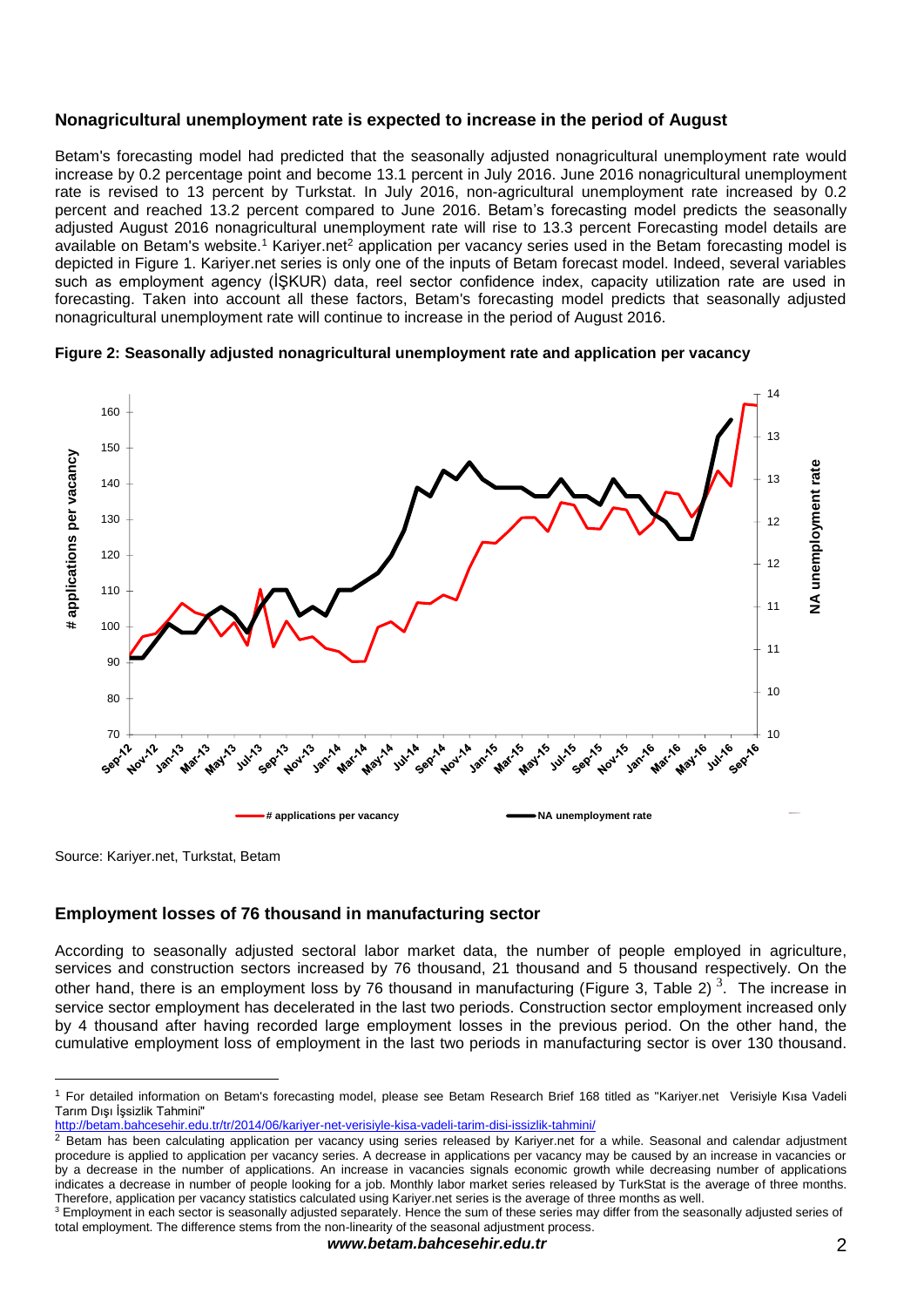## Nonagricultural unemployment rate is expected to increase in the period of August

Betam's forecasting model had predicted that the seasonally adjusted nonagricultural unemployment rate would increase by 0.2 percentage point and become 13.1 percent in July 2016. June 2016 nonagricultural unemployment rate is revised to 13 percent by Turkstat. In July 2016, non-agricultural unemployment rate increased by 0.2 percent and reached 13.2 percent compared to June 2016. Betam's forecasting model predicts the seasonally adjusted August 2016 nonagricultural unemployment rate will rise to 13.3 percent Forecasting model details are available on Betam's website.[1] Kariyer.net[2] application per vacancy series used in the Betam forecasting model is depicted in Figure 1. Kariyer.net series is only one of the inputs of Betam forecast model. Indeed, several variables such as employment agency (İŞKUR) data, reel sector confidence index, capacity utilization rate are used in forecasting. Taken into account all these factors, Betam's forecasting model predicts that seasonally adjusted nonagricultural unemployment rate will continue to increase in the period of August 2016.

**Figure 2: Seasonally adjusted nonagricultural unemployment rate and application per vacancy**

# applications per vacancy

160
150
140
130
120
110
100
90
80
70

NA unemployment rate

14
13
13
12
12
11
11
10
10

Sep-12, Nov-12, Jan-13, Mar-13, May-13, Jul-13, Sep-13, Nov-13, Jan-14, Mar-14, May-14, Jul-14, Sep-14, Nov-14, Jan-15, Mar-15, May-15, Jul-15, Sep-15, Nov-15, Jan-16, Mar-16, May-16, Jul-16, Sep-16

# applications per vacancy    NA unemployment rate

Source: Kariyer.net, Turkstat, Betam

## Employment losses of 76 thousand in manufacturing sector

According to seasonally adjusted sectoral labor market data, the number of people employed in agriculture, services and construction sectors increased by 76 thousand, 21 thousand and 5 thousand respectively. On the other hand, there is an employment loss by 76 thousand in manufacturing (Figure 3, Table 2) [3]. The increase in service sector employment has decelerated in the last two periods. Construction sector employment increased only by 4 thousand after having recorded large employment losses in the previous period. On the other hand, the cumulative employment loss of employment in the last two periods in manufacturing sector is over 130 thousand.

---

[1] For detailed information on Betam's forecasting model, please see Betam Research Brief 168 titled as "Kariyer.net Verisiyle Kısa Vadeli Tarım Dışı İşsizlik Tahmini"
http://betam.bahcesehir.edu.tr/tr/2014/06/kariyer-net-verisiyle-kisa-vadeli-tarim-disi-issizlik-tahmini/

[2] Betam has been calculating application per vacancy using series released by Kariyer.net for a while. Seasonal and calendar adjustment procedure is applied to application per vacancy series. A decrease in applications per vacancy may be caused by an increase in vacancies or by a decrease in the number of applications. An increase in vacancies signals economic growth while decreasing number of applications indicates a decrease in number of people looking for a job. Monthly labor market series released by TurkStat is the average of three months. Therefore, application per vacancy statistics calculated using Kariyer.net series is the average of three months as well.

[3] Employment in each sector is seasonally adjusted separately. Hence the sum of these series may differ from the seasonally adjusted series of total employment. The difference stems from the non-linearity of the seasonal adjustment process.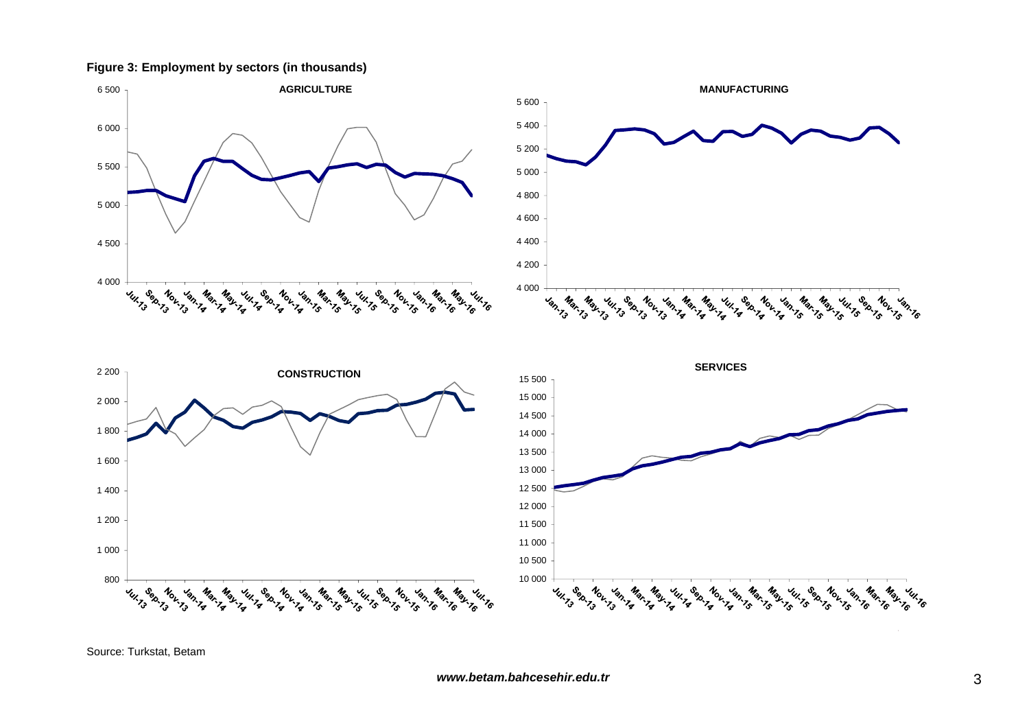**Figure 3: Employment by sectors (in thousands)**

AGRICULTURE

6 500
6 000
5 500
5 000
4 500
4 000

Jul-13 Sep-13 Nov-13 Jan-14 Mar-14 May-14 Jul-14 Sep-14 Nov-14 Jan-15 Mar-15 May-15 Jul-15 Sep-15 Nov-15 Jan-16 Mar-16 May-16 Jul-16

MANUFACTURING

5 600
5 400
5 200
5 000
4 800
4 600
4 400
4 200
4 000

Jan-13 Mar-13 May-13 Jul-13 Sep-13 Nov-13 Jan-14 Mar-14 May-14 Jul-14 Sep-14 Nov-14 Jan-15 Mar-15 May-15 Jul-15 Sep-15 Nov-15 Jan-16

CONSTRUCTION

2 200
2 000
1 800
1 600
1 400
1 200
1 000
800

Jul-13 Sep-13 Nov-13 Jan-14 Mar-14 May-14 Jul-14 Sep-14 Nov-14 Jan-15 Mar-15 May-15 Jul-15 Sep-15 Nov-15 Jan-16 Mar-16 May-16 Jul-16

SERVICES

15 500
15 000
14 500
14 000
13 500
13 000
12 500
12 000
11 500
11 000
10 500
10 000

Jul-13 Sep-13 Nov-13 Jan-14 Mar-14 May-14 Jul-14 Sep-14 Nov-14 Jan-15 Mar-15 May-15 Jul-15 Sep-15 Nov-15 Jan-16 Mar-16 May-16 Jul-16

Source: Turkstat, Betam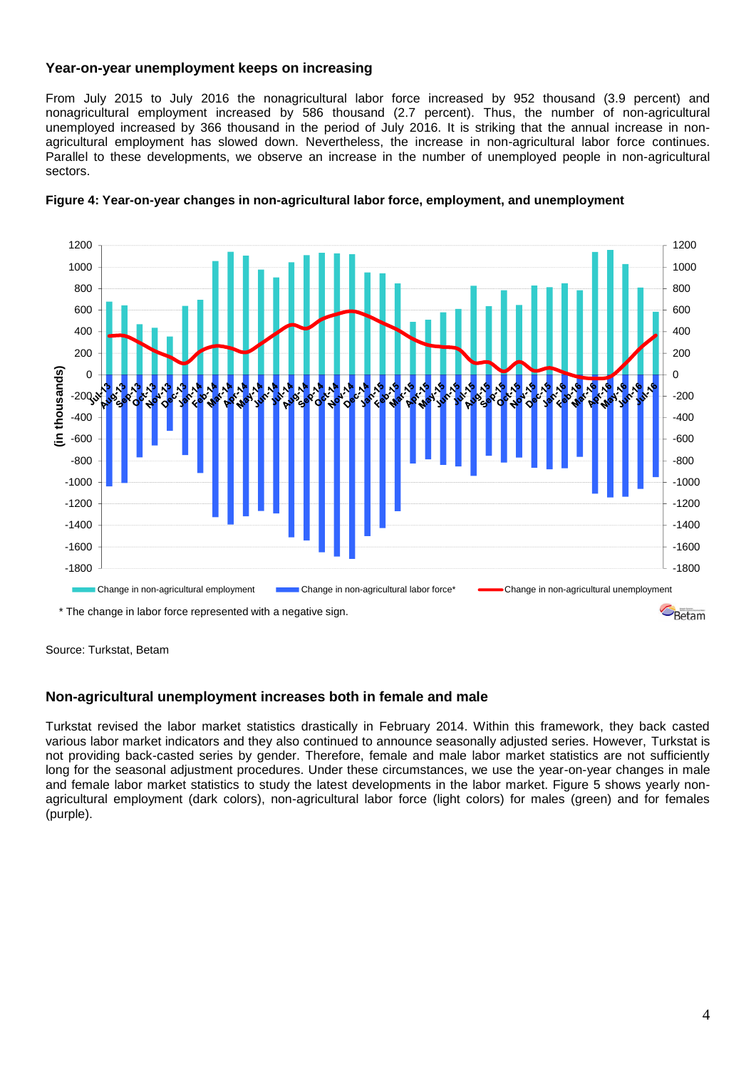## Year-on-year unemployment keeps on increasing

From July 2015 to July 2016 the nonagricultural labor force increased by 952 thousand (3.9 percent) and nonagricultural employment increased by 586 thousand (2.7 percent). Thus, the number of non-agricultural unemployed increased by 366 thousand in the period of July 2016. It is striking that the annual increase in non-agricultural employment has slowed down. Nevertheless, the increase in non-agricultural labor force continues. Parallel to these developments, we observe an increase in the number of unemployed people in non-agricultural sectors.

**Figure 4: Year-on-year changes in non-agricultural labor force, employment, and unemployment**

(in thousands)

1200
1000
800
600
400
200
0
-200
-400
-600
-800
-1000
-1200
-1400
-1600
-1800

Jul-13, Aug-13, Sep-13, Oct-13, Nov-13, Dec-13, Jan-14, Feb-14, Mar-14, Apr-14, May-14, Jun-14, Jul-14, Aug-14, Sep-14, Oct-14, Nov-14, Dec-14, Jan-15, Feb-15, Mar-15, Apr-15, May-15, Jun-15, Jul-15, Aug-15, Sep-15, Oct-15, Nov-15, Dec-15, Jan-16, Feb-16, Mar-16, Apr-16, May-16, Jun-16, Jul-16

Change in non-agricultural employment
Change in non-agricultural labor force*
Change in non-agricultural unemployment

\* The change in labor force represented with a negative sign.

Betam

Source: Turkstat, Betam

## Non-agricultural unemployment increases both in female and male

Turkstat revised the labor market statistics drastically in February 2014. Within this framework, they back casted various labor market indicators and they also continued to announce seasonally adjusted series. However, Turkstat is not providing back-casted series by gender. Therefore, female and male labor market statistics are not sufficiently long for the seasonal adjustment procedures. Under these circumstances, we use the year-on-year changes in male and female labor market statistics to study the latest developments in the labor market. Figure 5 shows yearly non-agricultural employment (dark colors), non-agricultural labor force (light colors) for males (green) and for females (purple).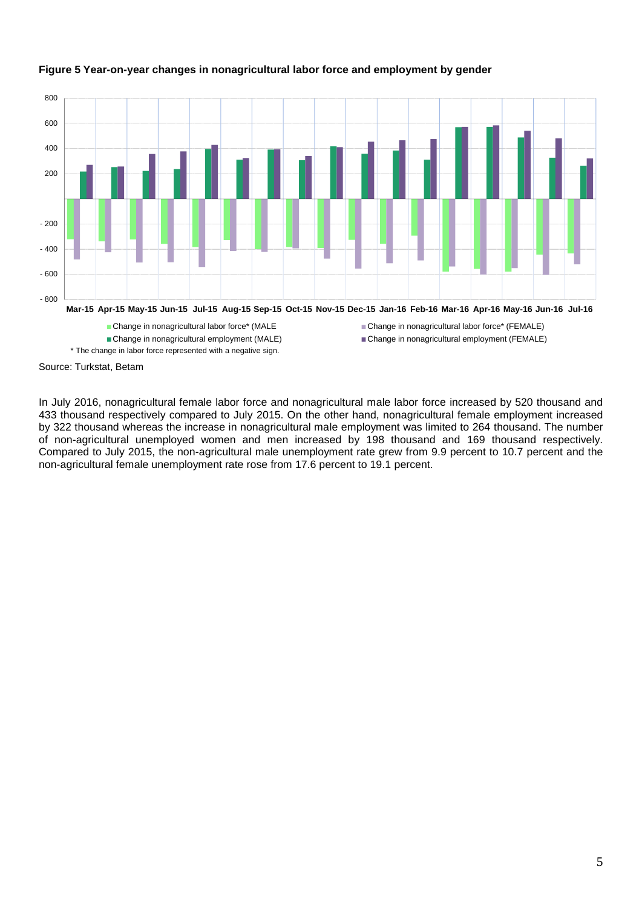**Figure 5 Year-on-year changes in nonagricultural labor force and employment by gender**

800
600
400
200
- 200
- 400
- 600
- 800

Mar-15 Apr-15 May-15 Jun-15 Jul-15 Aug-15 Sep-15 Oct-15 Nov-15 Dec-15 Jan-16 Feb-16 Mar-16 Apr-16 May-16 Jun-16 Jul-16

Change in nonagricultural labor force* (MALE
Change in nonagricultural labor force* (FEMALE)
Change in nonagricultural employment (MALE)
Change in nonagricultural employment (FEMALE)

\* The change in labor force represented with a negative sign.

Source: Turkstat, Betam

In July 2016, nonagricultural female labor force and nonagricultural male labor force increased by 520 thousand and 433 thousand respectively compared to July 2015. On the other hand, nonagricultural female employment increased by 322 thousand whereas the increase in nonagricultural male employment was limited to 264 thousand. The number of non-agricultural unemployed women and men increased by 198 thousand and 169 thousand respectively. Compared to July 2015, the non-agricultural male unemployment rate grew from 9.9 percent to 10.7 percent and the non-agricultural female unemployment rate rose from 17.6 percent to 19.1 percent.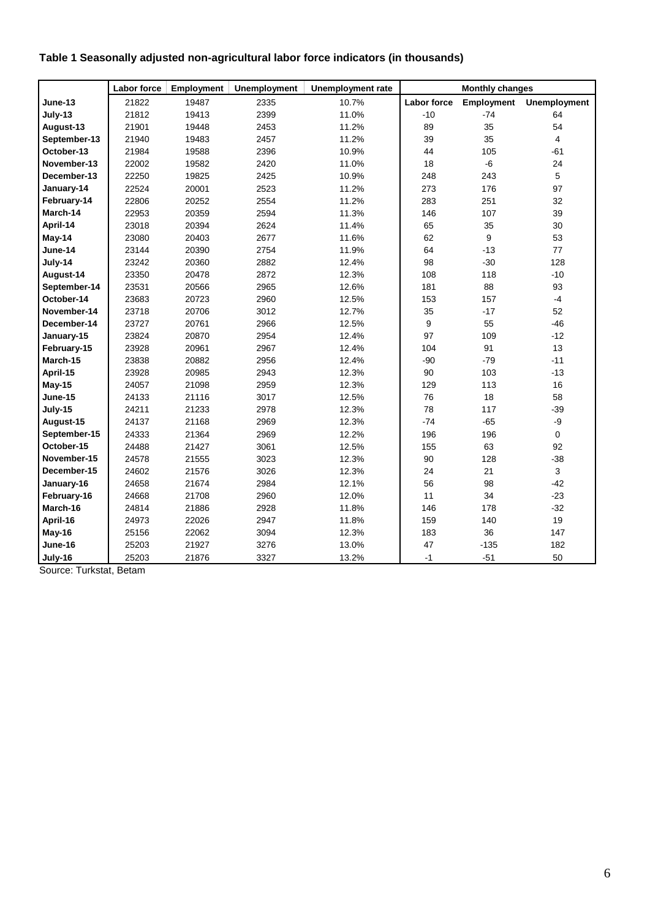**Table 1 Seasonally adjusted non-agricultural labor force indicators (in thousands)**

| | Labor force | Employment | Unemployment | Unemployment rate | Monthly changes | | |
|---|---|---|---|---|---|---|---|
| | | | | | Labor force | Employment | Unemployment |
| **June-13** | 21822 | 19487 | 2335 | 10.7% | | | |
| **July-13** | 21812 | 19413 | 2399 | 11.0% | -10 | -74 | 64 |
| **August-13** | 21901 | 19448 | 2453 | 11.2% | 89 | 35 | 54 |
| **September-13** | 21940 | 19483 | 2457 | 11.2% | 39 | 35 | 4 |
| **October-13** | 21984 | 19588 | 2396 | 10.9% | 44 | 105 | -61 |
| **November-13** | 22002 | 19582 | 2420 | 11.0% | 18 | -6 | 24 |
| **December-13** | 22250 | 19825 | 2425 | 10.9% | 248 | 243 | 5 |
| **January-14** | 22524 | 20001 | 2523 | 11.2% | 273 | 176 | 97 |
| **February-14** | 22806 | 20252 | 2554 | 11.2% | 283 | 251 | 32 |
| **March-14** | 22953 | 20359 | 2594 | 11.3% | 146 | 107 | 39 |
| **April-14** | 23018 | 20394 | 2624 | 11.4% | 65 | 35 | 30 |
| **May-14** | 23080 | 20403 | 2677 | 11.6% | 62 | 9 | 53 |
| **June-14** | 23144 | 20390 | 2754 | 11.9% | 64 | -13 | 77 |
| **July-14** | 23242 | 20360 | 2882 | 12.4% | 98 | -30 | 128 |
| **August-14** | 23350 | 20478 | 2872 | 12.3% | 108 | 118 | -10 |
| **September-14** | 23531 | 20566 | 2965 | 12.6% | 181 | 88 | 93 |
| **October-14** | 23683 | 20723 | 2960 | 12.5% | 153 | 157 | -4 |
| **November-14** | 23718 | 20706 | 3012 | 12.7% | 35 | -17 | 52 |
| **December-14** | 23727 | 20761 | 2966 | 12.5% | 9 | 55 | -46 |
| **January-15** | 23824 | 20870 | 2954 | 12.4% | 97 | 109 | -12 |
| **February-15** | 23928 | 20961 | 2967 | 12.4% | 104 | 91 | 13 |
| **March-15** | 23838 | 20882 | 2956 | 12.4% | -90 | -79 | -11 |
| **April-15** | 23928 | 20985 | 2943 | 12.3% | 90 | 103 | -13 |
| **May-15** | 24057 | 21098 | 2959 | 12.3% | 129 | 113 | 16 |
| **June-15** | 24133 | 21116 | 3017 | 12.5% | 76 | 18 | 58 |
| **July-15** | 24211 | 21233 | 2978 | 12.3% | 78 | 117 | -39 |
| **August-15** | 24137 | 21168 | 2969 | 12.3% | -74 | -65 | -9 |
| **September-15** | 24333 | 21364 | 2969 | 12.2% | 196 | 196 | 0 |
| **October-15** | 24488 | 21427 | 3061 | 12.5% | 155 | 63 | 92 |
| **November-15** | 24578 | 21555 | 3023 | 12.3% | 90 | 128 | -38 |
| **December-15** | 24602 | 21576 | 3026 | 12.3% | 24 | 21 | 3 |
| **January-16** | 24658 | 21674 | 2984 | 12.1% | 56 | 98 | -42 |
| **February-16** | 24668 | 21708 | 2960 | 12.0% | 11 | 34 | -23 |
| **March-16** | 24814 | 21886 | 2928 | 11.8% | 146 | 178 | -32 |
| **April-16** | 24973 | 22026 | 2947 | 11.8% | 159 | 140 | 19 |
| **May-16** | 25156 | 22062 | 3094 | 12.3% | 183 | 36 | 147 |
| **June-16** | 25203 | 21927 | 3276 | 13.0% | 47 | -135 | 182 |
| **July-16** | 25203 | 21876 | 3327 | 13.2% | -1 | -51 | 50 |

Source: Turkstat, Betam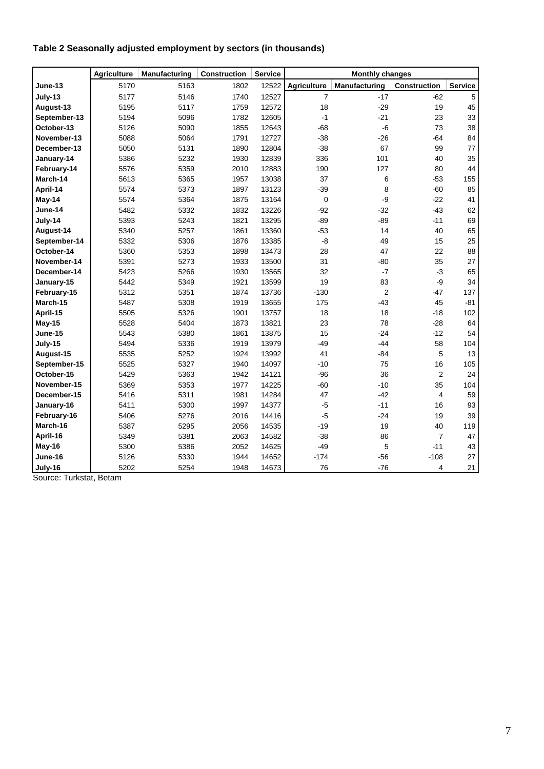**Table 2 Seasonally adjusted employment by sectors (in thousands)**

| | Agriculture | Manufacturing | Construction | Service | Monthly changes | | | |
|---|---|---|---|---|---|---|---|---|
| June-13 | 5170 | 5163 | 1802 | 12522 | Agriculture | Manufacturing | Construction | Service |
| July-13 | 5177 | 5146 | 1740 | 12527 | 7 | -17 | -62 | 5 |
| August-13 | 5195 | 5117 | 1759 | 12572 | 18 | -29 | 19 | 45 |
| September-13 | 5194 | 5096 | 1782 | 12605 | -1 | -21 | 23 | 33 |
| October-13 | 5126 | 5090 | 1855 | 12643 | -68 | -6 | 73 | 38 |
| November-13 | 5088 | 5064 | 1791 | 12727 | -38 | -26 | -64 | 84 |
| December-13 | 5050 | 5131 | 1890 | 12804 | -38 | 67 | 99 | 77 |
| January-14 | 5386 | 5232 | 1930 | 12839 | 336 | 101 | 40 | 35 |
| February-14 | 5576 | 5359 | 2010 | 12883 | 190 | 127 | 80 | 44 |
| March-14 | 5613 | 5365 | 1957 | 13038 | 37 | 6 | -53 | 155 |
| April-14 | 5574 | 5373 | 1897 | 13123 | -39 | 8 | -60 | 85 |
| May-14 | 5574 | 5364 | 1875 | 13164 | 0 | -9 | -22 | 41 |
| June-14 | 5482 | 5332 | 1832 | 13226 | -92 | -32 | -43 | 62 |
| July-14 | 5393 | 5243 | 1821 | 13295 | -89 | -89 | -11 | 69 |
| August-14 | 5340 | 5257 | 1861 | 13360 | -53 | 14 | 40 | 65 |
| September-14 | 5332 | 5306 | 1876 | 13385 | -8 | 49 | 15 | 25 |
| October-14 | 5360 | 5353 | 1898 | 13473 | 28 | 47 | 22 | 88 |
| November-14 | 5391 | 5273 | 1933 | 13500 | 31 | -80 | 35 | 27 |
| December-14 | 5423 | 5266 | 1930 | 13565 | 32 | -7 | -3 | 65 |
| January-15 | 5442 | 5349 | 1921 | 13599 | 19 | 83 | -9 | 34 |
| February-15 | 5312 | 5351 | 1874 | 13736 | -130 | 2 | -47 | 137 |
| March-15 | 5487 | 5308 | 1919 | 13655 | 175 | -43 | 45 | -81 |
| April-15 | 5505 | 5326 | 1901 | 13757 | 18 | 18 | -18 | 102 |
| May-15 | 5528 | 5404 | 1873 | 13821 | 23 | 78 | -28 | 64 |
| June-15 | 5543 | 5380 | 1861 | 13875 | 15 | -24 | -12 | 54 |
| July-15 | 5494 | 5336 | 1919 | 13979 | -49 | -44 | 58 | 104 |
| August-15 | 5535 | 5252 | 1924 | 13992 | 41 | -84 | 5 | 13 |
| September-15 | 5525 | 5327 | 1940 | 14097 | -10 | 75 | 16 | 105 |
| October-15 | 5429 | 5363 | 1942 | 14121 | -96 | 36 | 2 | 24 |
| November-15 | 5369 | 5353 | 1977 | 14225 | -60 | -10 | 35 | 104 |
| December-15 | 5416 | 5311 | 1981 | 14284 | 47 | -42 | 4 | 59 |
| January-16 | 5411 | 5300 | 1997 | 14377 | -5 | -11 | 16 | 93 |
| February-16 | 5406 | 5276 | 2016 | 14416 | -5 | -24 | 19 | 39 |
| March-16 | 5387 | 5295 | 2056 | 14535 | -19 | 19 | 40 | 119 |
| April-16 | 5349 | 5381 | 2063 | 14582 | -38 | 86 | 7 | 47 |
| May-16 | 5300 | 5386 | 2052 | 14625 | -49 | 5 | -11 | 43 |
| June-16 | 5126 | 5330 | 1944 | 14652 | -174 | -56 | -108 | 27 |
| July-16 | 5202 | 5254 | 1948 | 14673 | 76 | -76 | 4 | 21 |

Source: Turkstat, Betam